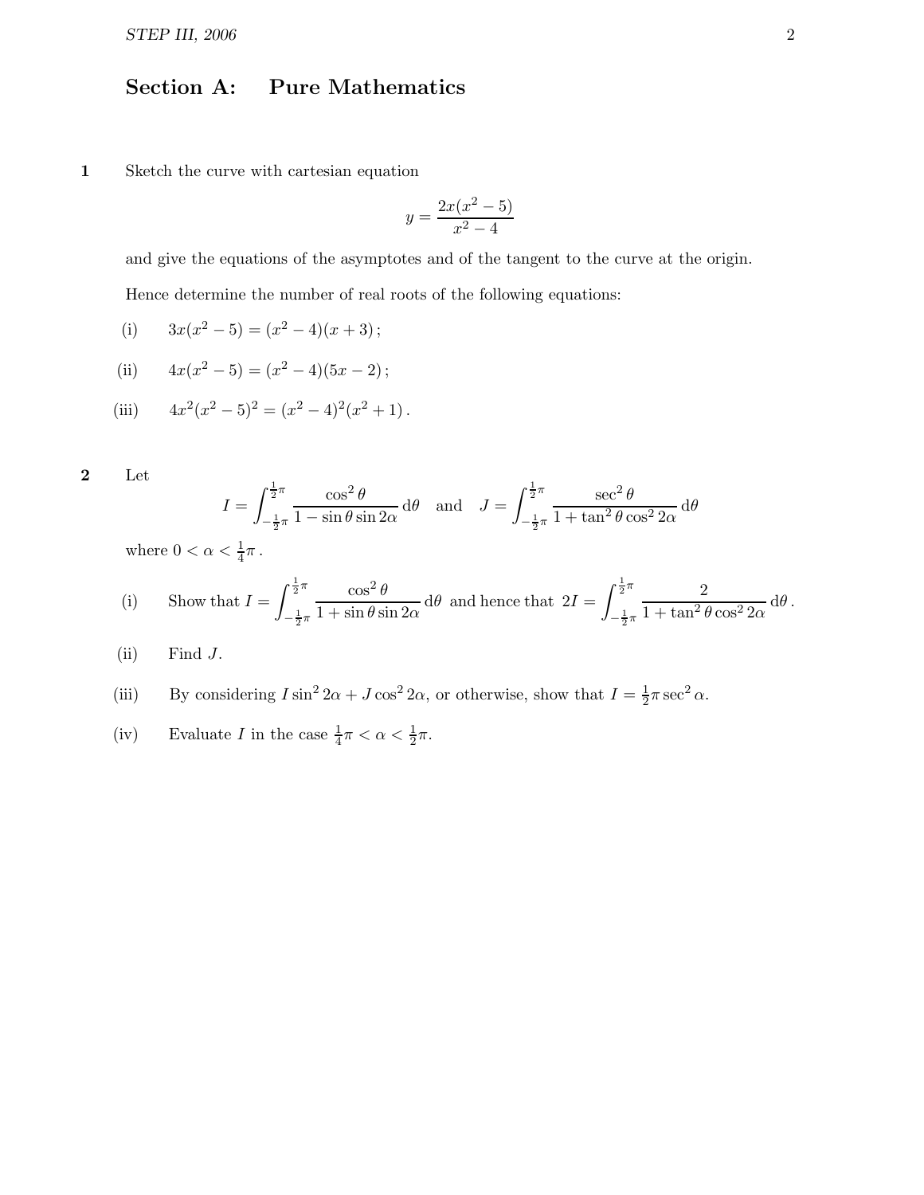## Section A: Pure Mathematics

**1** Sketch the curve with cartesian equation

$$y = \frac{2x(x^2-5)}{x^2-4}$$

and give the equations of the asymptotes and of the tangent to the curve at the origin.

Hence determine the number of real roots of the following equations:

(i) $3x(x^2-5) = (x^2-4)(x+3)$;

(ii) $4x(x^2-5) = (x^2-4)(5x-2)$;

(iii) $4x^2(x^2-5)^2 = (x^2-4)^2(x^2+1)$.

**2** Let

$$I = \int_{-\frac{1}{2}\pi}^{\frac{1}{2}\pi} \frac{\cos^2\theta}{1-\sin\theta\sin 2\alpha}\,\mathrm{d}\theta \quad \text{and} \quad J = \int_{-\frac{1}{2}\pi}^{\frac{1}{2}\pi} \frac{\sec^2\theta}{1+\tan^2\theta\cos^2 2\alpha}\,\mathrm{d}\theta$$

where $0 < \alpha < \frac{1}{4}\pi$.

(i) Show that $I = \displaystyle\int_{-\frac{1}{2}\pi}^{\frac{1}{2}\pi} \frac{\cos^2\theta}{1+\sin\theta\sin 2\alpha}\,\mathrm{d}\theta$ and hence that $2I = \displaystyle\int_{-\frac{1}{2}\pi}^{\frac{1}{2}\pi} \frac{2}{1+\tan^2\theta\cos^2 2\alpha}\,\mathrm{d}\theta$.

(ii) Find $J$.

(iii) By considering $I\sin^2 2\alpha + J\cos^2 2\alpha$, or otherwise, show that $I = \frac{1}{2}\pi\sec^2\alpha$.

(iv) Evaluate $I$ in the case $\frac{1}{4}\pi < \alpha < \frac{1}{2}\pi$.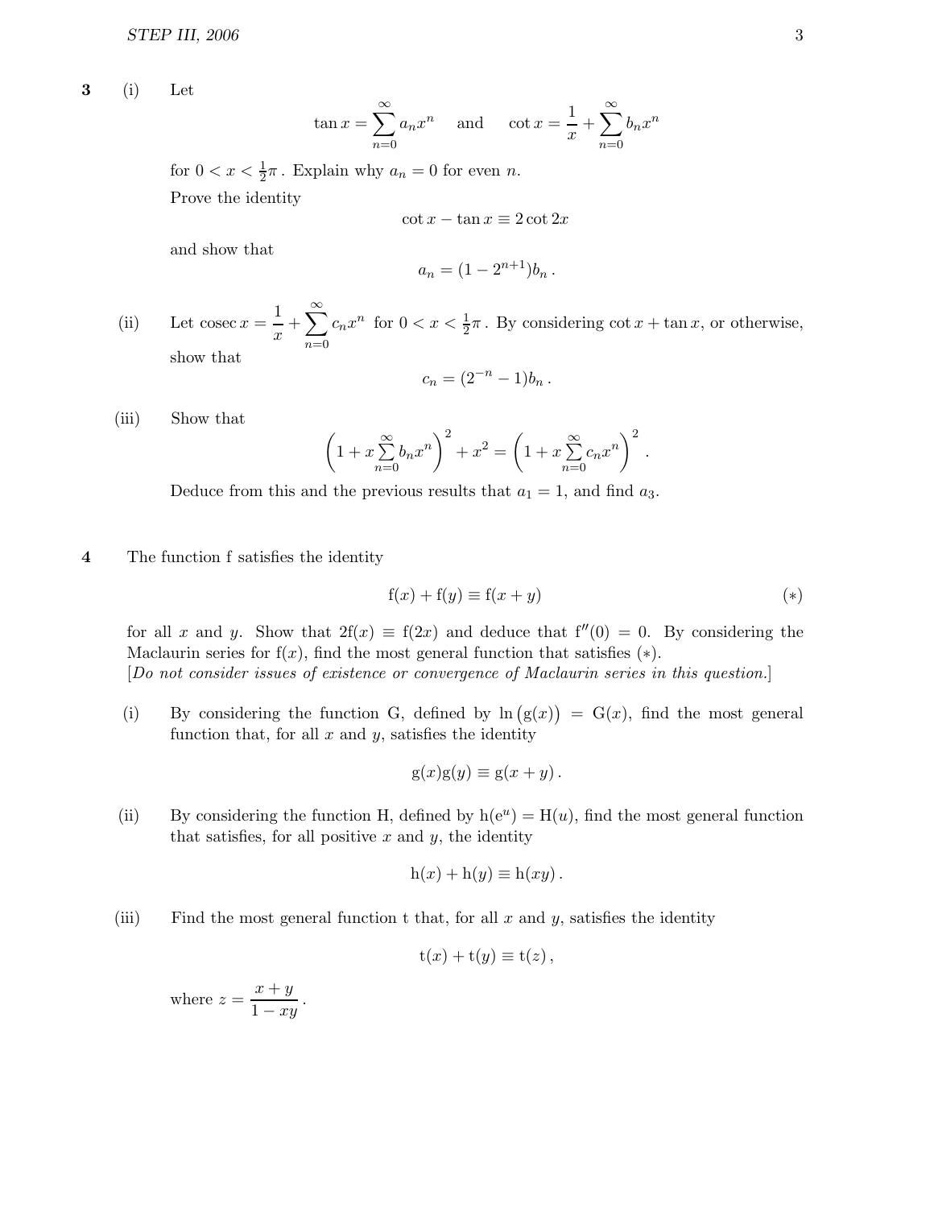**3** (i) Let

$$\tan x = \sum_{n=0}^{\infty} a_n x^n \quad \text{and} \quad \cot x = \frac{1}{x} + \sum_{n=0}^{\infty} b_n x^n$$

for $0 < x < \frac{1}{2}\pi$. Explain why $a_n = 0$ for even $n$.

Prove the identity

$$\cot x - \tan x \equiv 2 \cot 2x$$

and show that

$$a_n = (1 - 2^{n+1}) b_n .$$

(ii) Let $\operatorname{cosec} x = \dfrac{1}{x} + \displaystyle\sum_{n=0}^{\infty} c_n x^n$ for $0 < x < \frac{1}{2}\pi$. By considering $\cot x + \tan x$, or otherwise, show that

$$c_n = (2^{-n} - 1) b_n .$$

(iii) Show that

$$\left(1 + x \sum_{n=0}^{\infty} b_n x^n\right)^2 + x^2 = \left(1 + x \sum_{n=0}^{\infty} c_n x^n\right)^2 .$$

Deduce from this and the previous results that $a_1 = 1$, and find $a_3$.

**4** The function f satisfies the identity

$$\mathrm{f}(x) + \mathrm{f}(y) \equiv \mathrm{f}(x + y) \qquad (*)$$

for all $x$ and $y$. Show that $2\mathrm{f}(x) \equiv \mathrm{f}(2x)$ and deduce that $\mathrm{f}''(0) = 0$. By considering the Maclaurin series for $\mathrm{f}(x)$, find the most general function that satisfies $(*)$.

[*Do not consider issues of existence or convergence of Maclaurin series in this question.*]

(i) By considering the function G, defined by $\ln\big(\mathrm{g}(x)\big) = \mathrm{G}(x)$, find the most general function that, for all $x$ and $y$, satisfies the identity

$$\mathrm{g}(x)\mathrm{g}(y) \equiv \mathrm{g}(x + y) .$$

(ii) By considering the function H, defined by $\mathrm{h}(\mathrm{e}^u) = \mathrm{H}(u)$, find the most general function that satisfies, for all positive $x$ and $y$, the identity

$$\mathrm{h}(x) + \mathrm{h}(y) \equiv \mathrm{h}(xy) .$$

(iii) Find the most general function t that, for all $x$ and $y$, satisfies the identity

$$\mathrm{t}(x) + \mathrm{t}(y) \equiv \mathrm{t}(z) ,$$

where $z = \dfrac{x + y}{1 - xy}$.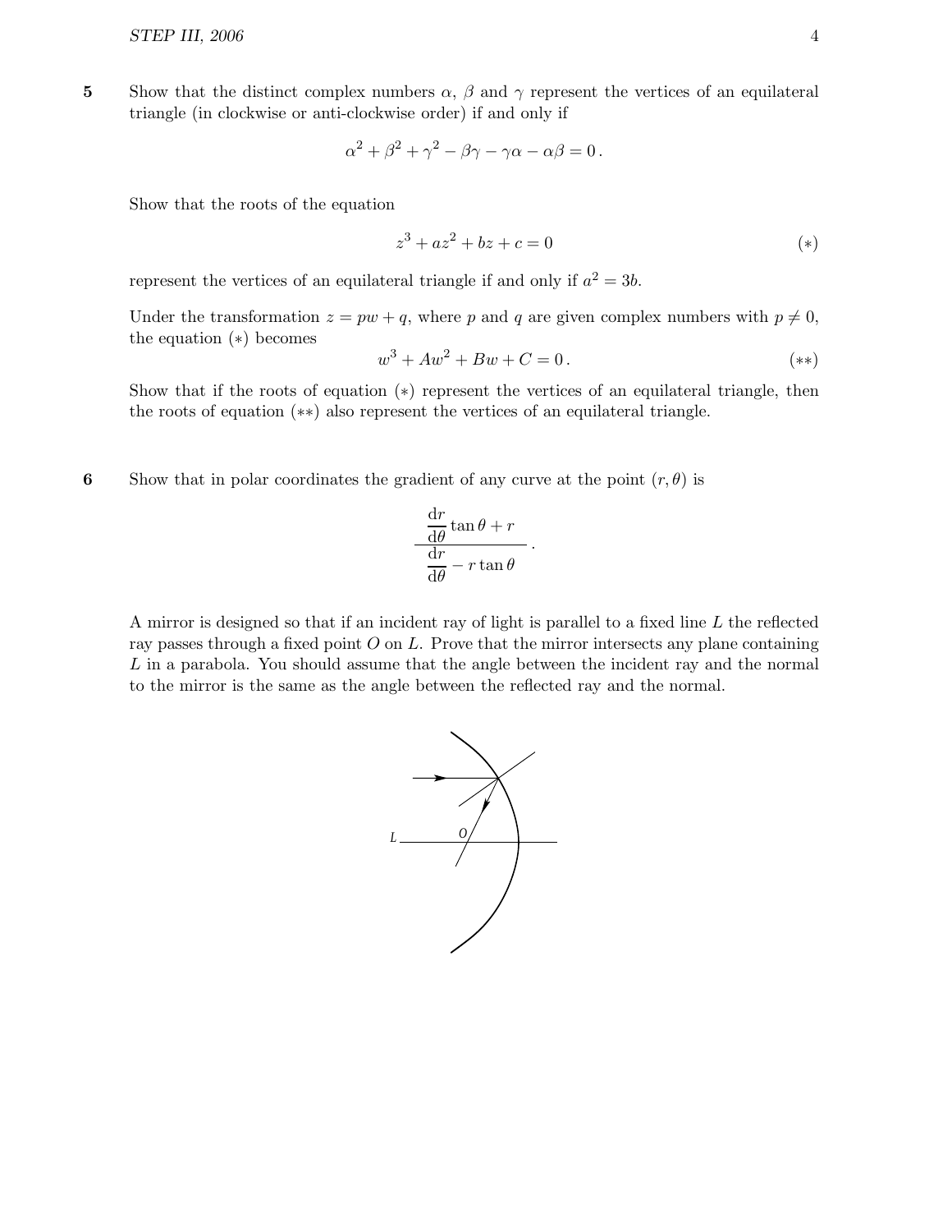**5** Show that the distinct complex numbers $\alpha$, $\beta$ and $\gamma$ represent the vertices of an equilateral triangle (in clockwise or anti-clockwise order) if and only if

$$\alpha^2 + \beta^2 + \gamma^2 - \beta\gamma - \gamma\alpha - \alpha\beta = 0\,.$$

Show that the roots of the equation

$$z^3 + az^2 + bz + c = 0 \qquad (*)$$

represent the vertices of an equilateral triangle if and only if $a^2 = 3b$.

Under the transformation $z = pw + q$, where $p$ and $q$ are given complex numbers with $p \neq 0$, the equation $(*)$ becomes

$$w^3 + Aw^2 + Bw + C = 0\,. \qquad (**)$$

Show that if the roots of equation $(*)$ represent the vertices of an equilateral triangle, then the roots of equation $(**)$ also represent the vertices of an equilateral triangle.

**6** Show that in polar coordinates the gradient of any curve at the point $(r, \theta)$ is

$$\frac{\dfrac{\mathrm{d}r}{\mathrm{d}\theta}\tan\theta + r}{\dfrac{\mathrm{d}r}{\mathrm{d}\theta} - r\tan\theta}\,.$$

A mirror is designed so that if an incident ray of light is parallel to a fixed line $L$ the reflected ray passes through a fixed point $O$ on $L$. Prove that the mirror intersects any plane containing $L$ in a parabola. You should assume that the angle between the incident ray and the normal to the mirror is the same as the angle between the reflected ray and the normal.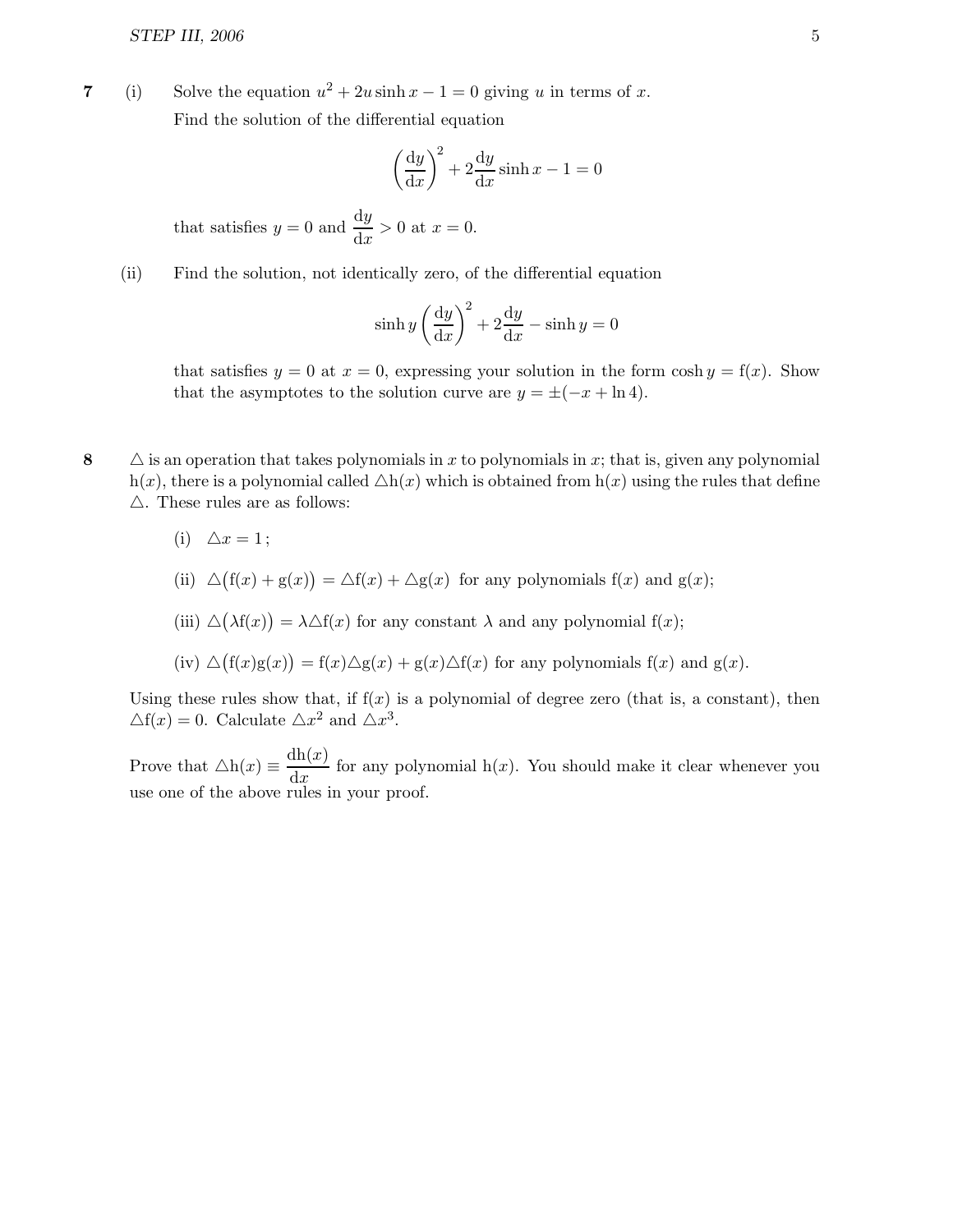**7** (i) Solve the equation $u^2 + 2u \sinh x - 1 = 0$ giving $u$ in terms of $x$.

Find the solution of the differential equation

$$\left(\frac{\mathrm{d}y}{\mathrm{d}x}\right)^2 + 2\frac{\mathrm{d}y}{\mathrm{d}x}\sinh x - 1 = 0$$

that satisfies $y = 0$ and $\dfrac{\mathrm{d}y}{\mathrm{d}x} > 0$ at $x = 0$.

(ii) Find the solution, not identically zero, of the differential equation

$$\sinh y \left(\frac{\mathrm{d}y}{\mathrm{d}x}\right)^2 + 2\frac{\mathrm{d}y}{\mathrm{d}x} - \sinh y = 0$$

that satisfies $y = 0$ at $x = 0$, expressing your solution in the form $\cosh y = \mathrm{f}(x)$. Show that the asymptotes to the solution curve are $y = \pm(-x + \ln 4)$.

**8** $\triangle$ is an operation that takes polynomials in $x$ to polynomials in $x$; that is, given any polynomial $\mathrm{h}(x)$, there is a polynomial called $\triangle\mathrm{h}(x)$ which is obtained from $\mathrm{h}(x)$ using the rules that define $\triangle$. These rules are as follows:

(i) $\triangle x = 1$;

(ii) $\triangle\big(\mathrm{f}(x) + \mathrm{g}(x)\big) = \triangle\mathrm{f}(x) + \triangle\mathrm{g}(x)$ for any polynomials $\mathrm{f}(x)$ and $\mathrm{g}(x)$;

(iii) $\triangle\big(\lambda\mathrm{f}(x)\big) = \lambda\triangle\mathrm{f}(x)$ for any constant $\lambda$ and any polynomial $\mathrm{f}(x)$;

(iv) $\triangle\big(\mathrm{f}(x)\mathrm{g}(x)\big) = \mathrm{f}(x)\triangle\mathrm{g}(x) + \mathrm{g}(x)\triangle\mathrm{f}(x)$ for any polynomials $\mathrm{f}(x)$ and $\mathrm{g}(x)$.

Using these rules show that, if $\mathrm{f}(x)$ is a polynomial of degree zero (that is, a constant), then $\triangle\mathrm{f}(x) = 0$. Calculate $\triangle x^2$ and $\triangle x^3$.

Prove that $\triangle\mathrm{h}(x) \equiv \dfrac{\mathrm{d}\mathrm{h}(x)}{\mathrm{d}x}$ for any polynomial $\mathrm{h}(x)$. You should make it clear whenever you use one of the above rules in your proof.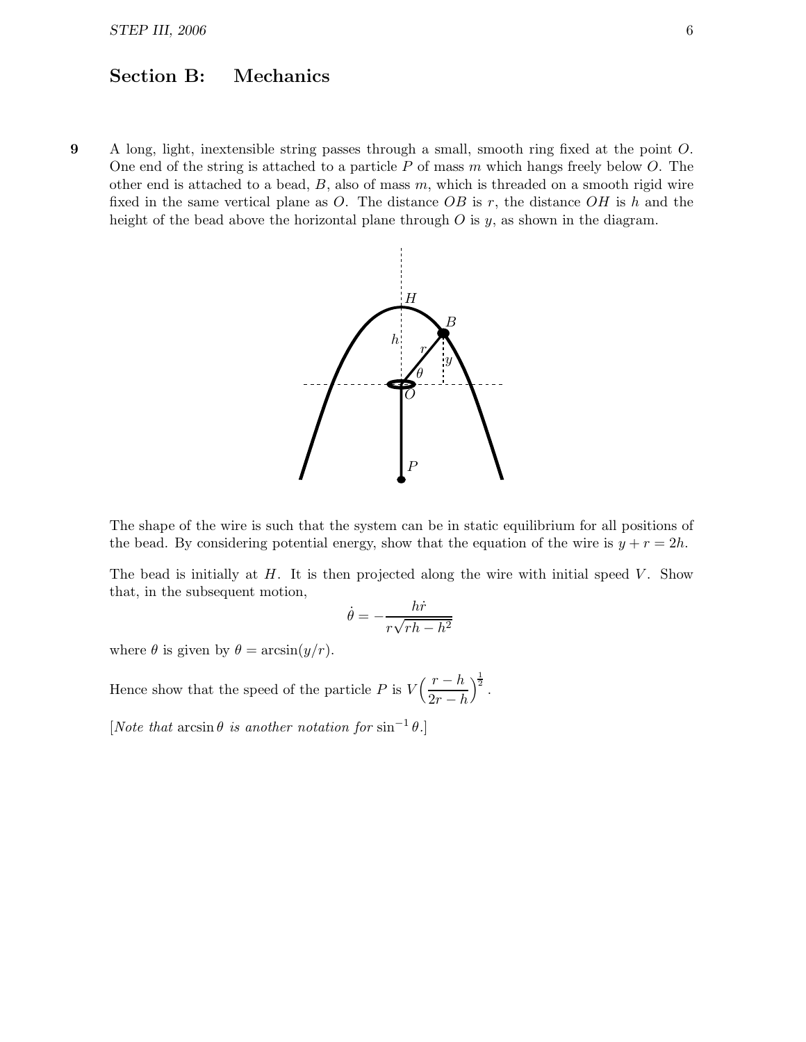## Section B: Mechanics

**9** A long, light, inextensible string passes through a small, smooth ring fixed at the point $O$. One end of the string is attached to a particle $P$ of mass $m$ which hangs freely below $O$. The other end is attached to a bead, $B$, also of mass $m$, which is threaded on a smooth rigid wire fixed in the same vertical plane as $O$. The distance $OB$ is $r$, the distance $OH$ is $h$ and the height of the bead above the horizontal plane through $O$ is $y$, as shown in the diagram.

The shape of the wire is such that the system can be in static equilibrium for all positions of the bead. By considering potential energy, show that the equation of the wire is $y + r = 2h$.

The bead is initially at $H$. It is then projected along the wire with initial speed $V$. Show that, in the subsequent motion,

$$\dot{\theta} = -\frac{h\dot{r}}{r\sqrt{rh - h^2}}$$

where $\theta$ is given by $\theta = \arcsin(y/r)$.

Hence show that the speed of the particle $P$ is $V\left(\dfrac{r-h}{2r-h}\right)^{\frac{1}{2}}$.

[*Note that* $\arcsin\theta$ *is another notation for* $\sin^{-1}\theta$.]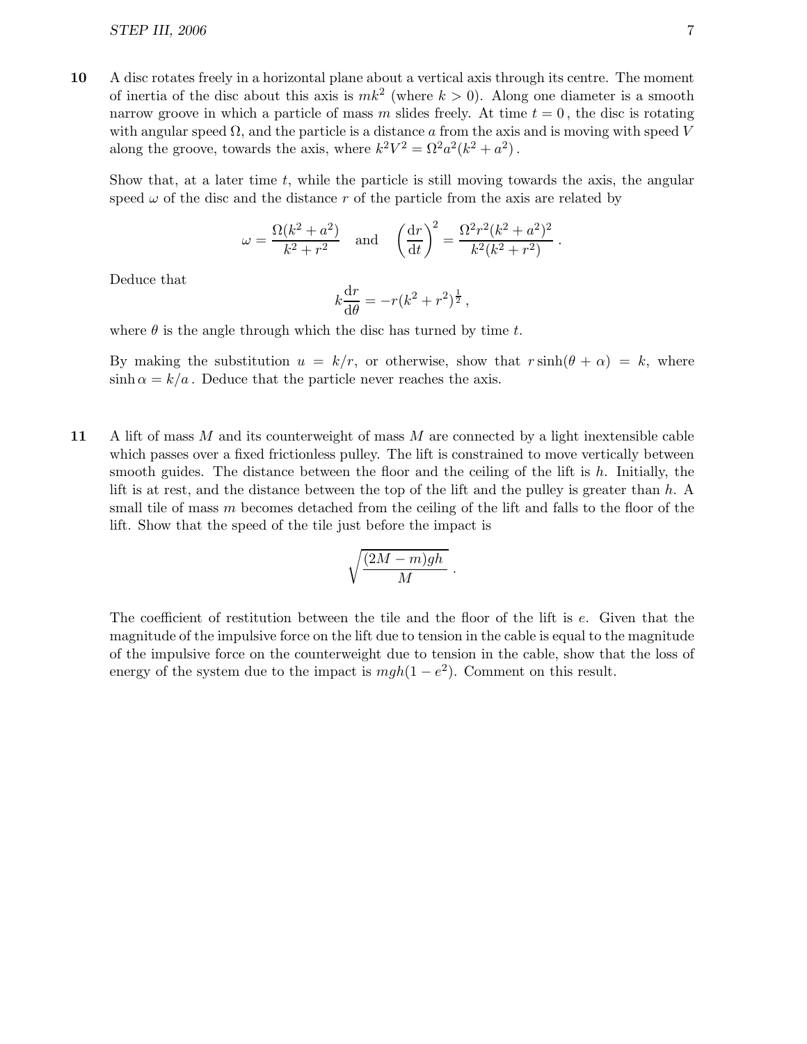**10** A disc rotates freely in a horizontal plane about a vertical axis through its centre. The moment of inertia of the disc about this axis is $mk^2$ (where $k > 0$). Along one diameter is a smooth narrow groove in which a particle of mass $m$ slides freely. At time $t = 0$, the disc is rotating with angular speed $\Omega$, and the particle is a distance $a$ from the axis and is moving with speed $V$ along the groove, towards the axis, where $k^2V^2 = \Omega^2 a^2(k^2 + a^2)$.

Show that, at a later time $t$, while the particle is still moving towards the axis, the angular speed $\omega$ of the disc and the distance $r$ of the particle from the axis are related by

$$\omega = \frac{\Omega(k^2 + a^2)}{k^2 + r^2} \quad \text{and} \quad \left(\frac{\mathrm{d}r}{\mathrm{d}t}\right)^2 = \frac{\Omega^2 r^2 (k^2 + a^2)^2}{k^2(k^2 + r^2)}.$$

Deduce that

$$k\frac{\mathrm{d}r}{\mathrm{d}\theta} = -r(k^2 + r^2)^{\frac{1}{2}},$$

where $\theta$ is the angle through which the disc has turned by time $t$.

By making the substitution $u = k/r$, or otherwise, show that $r\sinh(\theta + \alpha) = k$, where $\sinh\alpha = k/a$. Deduce that the particle never reaches the axis.

**11** A lift of mass $M$ and its counterweight of mass $M$ are connected by a light inextensible cable which passes over a fixed frictionless pulley. The lift is constrained to move vertically between smooth guides. The distance between the floor and the ceiling of the lift is $h$. Initially, the lift is at rest, and the distance between the top of the lift and the pulley is greater than $h$. A small tile of mass $m$ becomes detached from the ceiling of the lift and falls to the floor of the lift. Show that the speed of the tile just before the impact is

$$\sqrt{\frac{(2M - m)gh}{M}}.$$

The coefficient of restitution between the tile and the floor of the lift is $e$. Given that the magnitude of the impulsive force on the lift due to tension in the cable is equal to the magnitude of the impulsive force on the counterweight due to tension in the cable, show that the loss of energy of the system due to the impact is $mgh(1 - e^2)$. Comment on this result.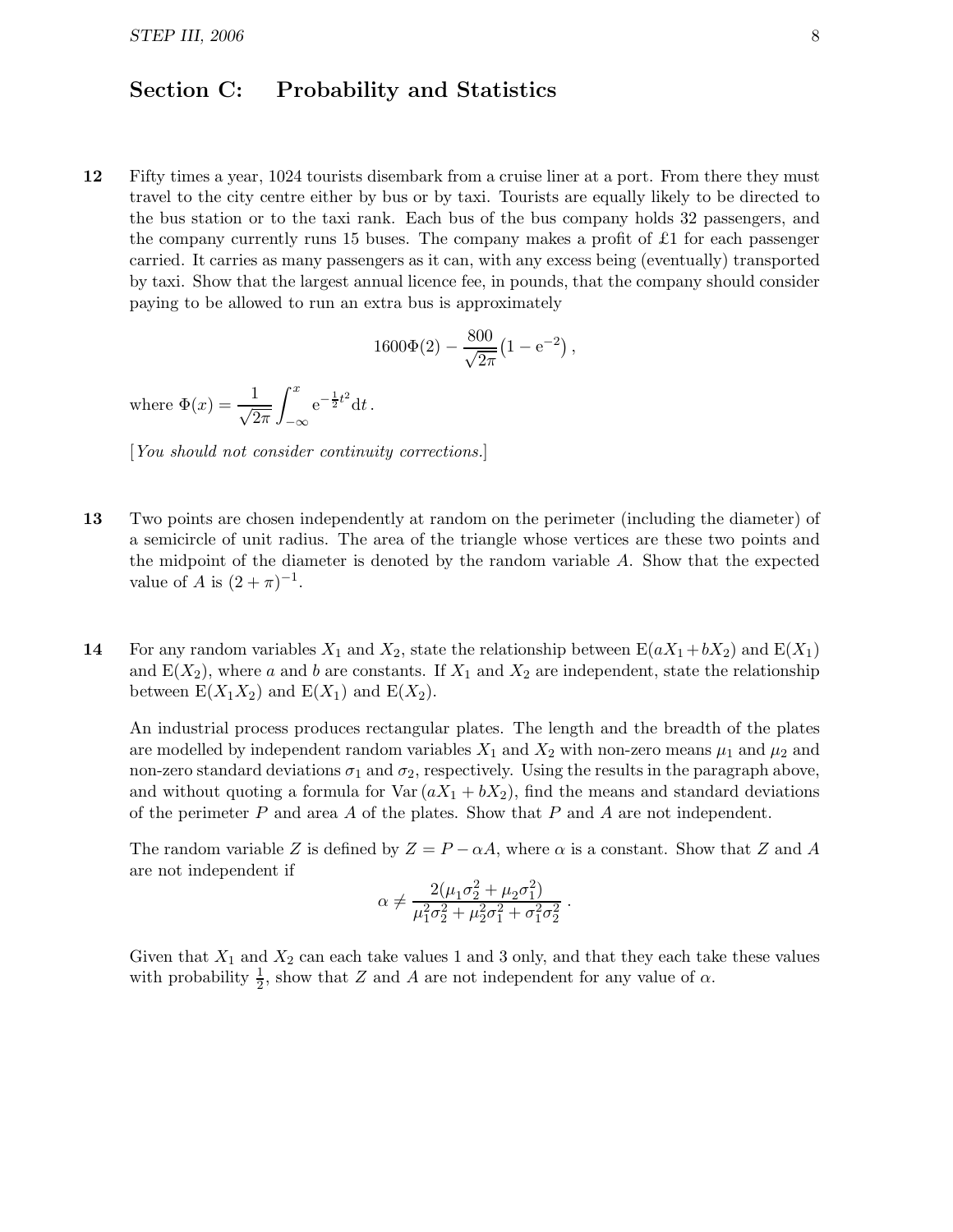## Section C: Probability and Statistics

**12** Fifty times a year, 1024 tourists disembark from a cruise liner at a port. From there they must travel to the city centre either by bus or by taxi. Tourists are equally likely to be directed to the bus station or to the taxi rank. Each bus of the bus company holds 32 passengers, and the company currently runs 15 buses. The company makes a profit of £1 for each passenger carried. It carries as many passengers as it can, with any excess being (eventually) transported by taxi. Show that the largest annual licence fee, in pounds, that the company should consider paying to be allowed to run an extra bus is approximately

$$1600\Phi(2) - \frac{800}{\sqrt{2\pi}}\left(1 - \mathrm{e}^{-2}\right),$$

where $\Phi(x) = \dfrac{1}{\sqrt{2\pi}} \displaystyle\int_{-\infty}^{x} \mathrm{e}^{-\frac{1}{2}t^2} \mathrm{d}t$.

[*You should not consider continuity corrections.*]

**13** Two points are chosen independently at random on the perimeter (including the diameter) of a semicircle of unit radius. The area of the triangle whose vertices are these two points and the midpoint of the diameter is denoted by the random variable $A$. Show that the expected value of $A$ is $(2+\pi)^{-1}$.

**14** For any random variables $X_1$ and $X_2$, state the relationship between $\mathrm{E}(aX_1 + bX_2)$ and $\mathrm{E}(X_1)$ and $\mathrm{E}(X_2)$, where $a$ and $b$ are constants. If $X_1$ and $X_2$ are independent, state the relationship between $\mathrm{E}(X_1X_2)$ and $\mathrm{E}(X_1)$ and $\mathrm{E}(X_2)$.

An industrial process produces rectangular plates. The length and the breadth of the plates are modelled by independent random variables $X_1$ and $X_2$ with non-zero means $\mu_1$ and $\mu_2$ and non-zero standard deviations $\sigma_1$ and $\sigma_2$, respectively. Using the results in the paragraph above, and without quoting a formula for $\mathrm{Var}\,(aX_1 + bX_2)$, find the means and standard deviations of the perimeter $P$ and area $A$ of the plates. Show that $P$ and $A$ are not independent.

The random variable $Z$ is defined by $Z = P - \alpha A$, where $\alpha$ is a constant. Show that $Z$ and $A$ are not independent if

$$\alpha \neq \frac{2(\mu_1\sigma_2^2 + \mu_2\sigma_1^2)}{\mu_1^2\sigma_2^2 + \mu_2^2\sigma_1^2 + \sigma_1^2\sigma_2^2}\,.$$

Given that $X_1$ and $X_2$ can each take values 1 and 3 only, and that they each take these values with probability $\frac{1}{2}$, show that $Z$ and $A$ are not independent for any value of $\alpha$.